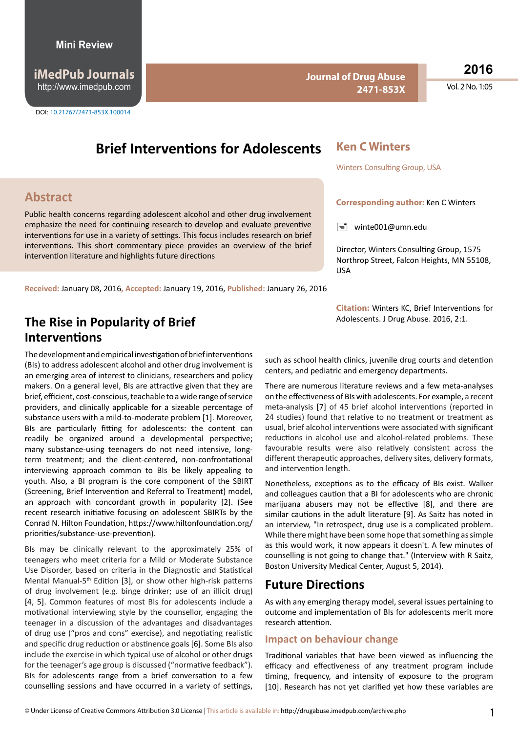Mini Review

DOI: 10.21767/2471-853X.100014

# Brief Interventions for Adolescents

**Ken C Winters**

Winters Consulting Group, USA

**Corresponding author:** Ken C Winters

winte001@umn.edu

Director, Winters Consulting Group, 1575 Northrop Street, Falcon Heights, MN 55108, USA

**Citation:** Winters KC, Brief Interventions for Adolescents. J Drug Abuse. 2016, 2:1.

## Abstract

Public health concerns regarding adolescent alcohol and other drug involvement emphasize the need for continuing research to develop and evaluate preventive interventions for use in a variety of settings. This focus includes research on brief interventions. This short commentary piece provides an overview of the brief intervention literature and highlights future directions

**Received:** January 08, 2016, **Accepted:** January 19, 2016, **Published:** January 26, 2016

## The Rise in Popularity of Brief Interventions

The development and empirical investigation of brief interventions (BIs) to address adolescent alcohol and other drug involvement is an emerging area of interest to clinicians, researchers and policy makers. On a general level, BIs are attractive given that they are brief, efficient, cost-conscious, teachable to a wide range of service providers, and clinically applicable for a sizeable percentage of substance users with a mild-to-moderate problem [1]. Moreover, BIs are particularly fitting for adolescents: the content can readily be organized around a developmental perspective; many substance-using teenagers do not need intensive, long-term treatment; and the client-centered, non-confrontational interviewing approach common to BIs be likely appealing to youth. Also, a BI program is the core component of the SBIRT (Screening, Brief Intervention and Referral to Treatment) model, an approach with concordant growth in popularity [2]. (See recent research initiative focusing on adolescent SBIRTs by the Conrad N. Hilton Foundation, https://www.hiltonfoundation.org/priorities/substance-use-prevention).

BIs may be clinically relevant to the approximately 25% of teenagers who meet criteria for a Mild or Moderate Substance Use Disorder, based on criteria in the Diagnostic and Statistical Mental Manual-5th Edition [3], or show other high-risk patterns of drug involvement (e.g. binge drinker; use of an illicit drug) [4, 5]. Common features of most BIs for adolescents include a motivational interviewing style by the counsellor, engaging the teenager in a discussion of the advantages and disadvantages of drug use ("pros and cons" exercise), and negotiating realistic and specific drug reduction or abstinence goals [6]. Some BIs also include the exercise in which typical use of alcohol or other drugs for the teenager's age group is discussed ("normative feedback"). BIs for adolescents range from a brief conversation to a few counselling sessions and have occurred in a variety of settings, such as school health clinics, juvenile drug courts and detention centers, and pediatric and emergency departments.

There are numerous literature reviews and a few meta-analyses on the effectiveness of BIs with adolescents. For example, a recent meta-analysis [7] of 45 brief alcohol interventions (reported in 24 studies) found that relative to no treatment or treatment as usual, brief alcohol interventions were associated with significant reductions in alcohol use and alcohol-related problems. These favourable results were also relatively consistent across the different therapeutic approaches, delivery sites, delivery formats, and intervention length.

Nonetheless, exceptions as to the efficacy of BIs exist. Walker and colleagues caution that a BI for adolescents who are chronic marijuana abusers may not be effective [8], and there are similar cautions in the adult literature [9]. As Saitz has noted in an interview, "In retrospect, drug use is a complicated problem. While there might have been some hope that something as simple as this would work, it now appears it doesn't. A few minutes of counselling is not going to change that." (Interview with R Saitz, Boston University Medical Center, August 5, 2014).

## Future Directions

As with any emerging therapy model, several issues pertaining to outcome and implementation of BIs for adolescents merit more research attention.

### Impact on behaviour change

Traditional variables that have been viewed as influencing the efficacy and effectiveness of any treatment program include timing, frequency, and intensity of exposure to the program [10]. Research has not yet clarified yet how these variables are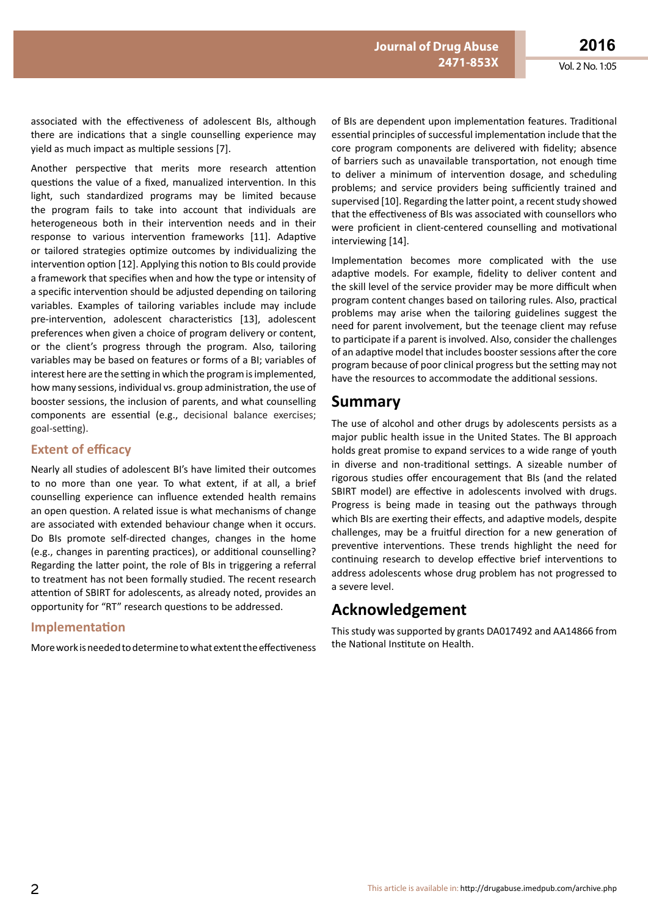associated with the effectiveness of adolescent BIs, although there are indications that a single counselling experience may yield as much impact as multiple sessions [7].

Another perspective that merits more research attention questions the value of a fixed, manualized intervention. In this light, such standardized programs may be limited because the program fails to take into account that individuals are heterogeneous both in their intervention needs and in their response to various intervention frameworks [11]. Adaptive or tailored strategies optimize outcomes by individualizing the intervention option [12]. Applying this notion to BIs could provide a framework that specifies when and how the type or intensity of a specific intervention should be adjusted depending on tailoring variables. Examples of tailoring variables include may include pre-intervention, adolescent characteristics [13], adolescent preferences when given a choice of program delivery or content, or the client's progress through the program. Also, tailoring variables may be based on features or forms of a BI; variables of interest here are the setting in which the program is implemented, how many sessions, individual vs. group administration, the use of booster sessions, the inclusion of parents, and what counselling components are essential (e.g., decisional balance exercises; goal-setting).

### Extent of efficacy

Nearly all studies of adolescent BI's have limited their outcomes to no more than one year. To what extent, if at all, a brief counselling experience can influence extended health remains an open question. A related issue is what mechanisms of change are associated with extended behaviour change when it occurs. Do BIs promote self-directed changes, changes in the home (e.g., changes in parenting practices), or additional counselling? Regarding the latter point, the role of BIs in triggering a referral to treatment has not been formally studied. The recent research attention of SBIRT for adolescents, as already noted, provides an opportunity for "RT" research questions to be addressed.

### Implementation

More work is needed to determine to what extent the effectiveness of BIs are dependent upon implementation features. Traditional essential principles of successful implementation include that the core program components are delivered with fidelity; absence of barriers such as unavailable transportation, not enough time to deliver a minimum of intervention dosage, and scheduling problems; and service providers being sufficiently trained and supervised [10]. Regarding the latter point, a recent study showed that the effectiveness of BIs was associated with counsellors who were proficient in client-centered counselling and motivational interviewing [14].

Implementation becomes more complicated with the use adaptive models. For example, fidelity to deliver content and the skill level of the service provider may be more difficult when program content changes based on tailoring rules. Also, practical problems may arise when the tailoring guidelines suggest the need for parent involvement, but the teenage client may refuse to participate if a parent is involved. Also, consider the challenges of an adaptive model that includes booster sessions after the core program because of poor clinical progress but the setting may not have the resources to accommodate the additional sessions.

## Summary

The use of alcohol and other drugs by adolescents persists as a major public health issue in the United States. The BI approach holds great promise to expand services to a wide range of youth in diverse and non-traditional settings. A sizeable number of rigorous studies offer encouragement that BIs (and the related SBIRT model) are effective in adolescents involved with drugs. Progress is being made in teasing out the pathways through which BIs are exerting their effects, and adaptive models, despite challenges, may be a fruitful direction for a new generation of preventive interventions. These trends highlight the need for continuing research to develop effective brief interventions to address adolescents whose drug problem has not progressed to a severe level.

## Acknowledgement

This study was supported by grants DA017492 and AA14866 from the National Institute on Health.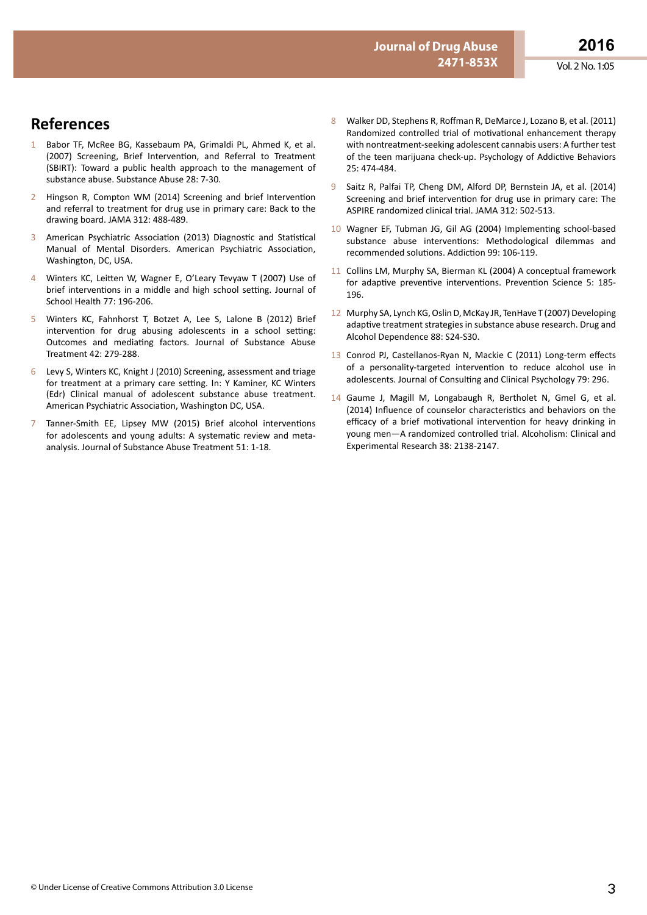## References

1. Babor TF, McRee BG, Kassebaum PA, Grimaldi PL, Ahmed K, et al. (2007) Screening, Brief Intervention, and Referral to Treatment (SBIRT): Toward a public health approach to the management of substance abuse. Substance Abuse 28: 7-30.
2. Hingson R, Compton WM (2014) Screening and brief Intervention and referral to treatment for drug use in primary care: Back to the drawing board. JAMA 312: 488-489.
3. American Psychiatric Association (2013) Diagnostic and Statistical Manual of Mental Disorders. American Psychiatric Association, Washington, DC, USA.
4. Winters KC, Leitten W, Wagner E, O'Leary Tevyaw T (2007) Use of brief interventions in a middle and high school setting. Journal of School Health 77: 196-206.
5. Winters KC, Fahnhorst T, Botzet A, Lee S, Lalone B (2012) Brief intervention for drug abusing adolescents in a school setting: Outcomes and mediating factors. Journal of Substance Abuse Treatment 42: 279-288.
6. Levy S, Winters KC, Knight J (2010) Screening, assessment and triage for treatment at a primary care setting. In: Y Kaminer, KC Winters (Edr) Clinical manual of adolescent substance abuse treatment. American Psychiatric Association, Washington DC, USA.
7. Tanner-Smith EE, Lipsey MW (2015) Brief alcohol interventions for adolescents and young adults: A systematic review and meta-analysis. Journal of Substance Abuse Treatment 51: 1-18.
8. Walker DD, Stephens R, Roffman R, DeMarce J, Lozano B, et al. (2011) Randomized controlled trial of motivational enhancement therapy with nontreatment-seeking adolescent cannabis users: A further test of the teen marijuana check-up. Psychology of Addictive Behaviors 25: 474-484.
9. Saitz R, Palfai TP, Cheng DM, Alford DP, Bernstein JA, et al. (2014) Screening and brief intervention for drug use in primary care: The ASPIRE randomized clinical trial. JAMA 312: 502-513.
10. Wagner EF, Tubman JG, Gil AG (2004) Implementing school-based substance abuse interventions: Methodological dilemmas and recommended solutions. Addiction 99: 106-119.
11. Collins LM, Murphy SA, Bierman KL (2004) A conceptual framework for adaptive preventive interventions. Prevention Science 5: 185-196.
12. Murphy SA, Lynch KG, Oslin D, McKay JR, TenHave T (2007) Developing adaptive treatment strategies in substance abuse research. Drug and Alcohol Dependence 88: S24-S30.
13. Conrod PJ, Castellanos-Ryan N, Mackie C (2011) Long-term effects of a personality-targeted intervention to reduce alcohol use in adolescents. Journal of Consulting and Clinical Psychology 79: 296.
14. Gaume J, Magill M, Longabaugh R, Bertholet N, Gmel G, et al. (2014) Influence of counselor characteristics and behaviors on the efficacy of a brief motivational intervention for heavy drinking in young men—A randomized controlled trial. Alcoholism: Clinical and Experimental Research 38: 2138-2147.

© Under License of Creative Commons Attribution 3.0 License